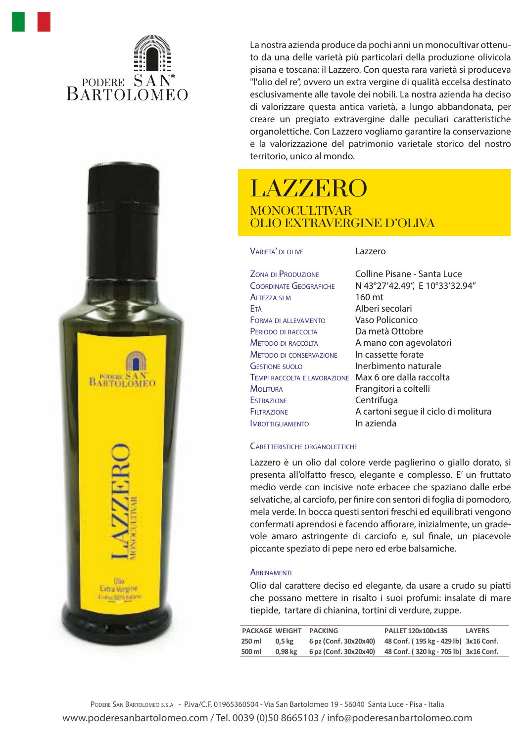PODERE SAN® BARTOLOMEO

La nostra azienda produce da pochi anni un monocultivar ottenuto da una delle varietà più particolari della produzione olivicola pisana e toscana: il Lazzero. Con questa rara varietà si produceva "l'olio del re", ovvero un extra vergine di qualità eccelsa destinato esclusivamente alle tavole dei nobili. La nostra azienda ha deciso di valorizzare questa antica varietà, a lungo abbandonata, per creare un pregiato extravergine dalle peculiari caratteristiche organolettiche. Con Lazzero vogliamo garantire la conservazione e la valorizzazione del patrimonio varietale storico del nostro territorio, unico al mondo.

# LAZZERO

## MONOCULTIVAR
## OLIO EXTRAVERGINE D'OLIVA

| | |
|---|---|
| Varieta' di olive | Lazzero |
| Zona di Produzione | Colline Pisane - Santa Luce |
| Coordinate Geografiche | N 43°27'42.49", E 10°33'32.94" |
| Altezza slm | 160 mt |
| Età | Alberi secolari |
| Forma di allevamento | Vaso Policonico |
| Periodo di raccolta | Da metà Ottobre |
| Metodo di raccolta | A mano con agevolatori |
| Metodo di conservazione | In cassette forate |
| Gestione suolo | Inerbimento naturale |
| Tempi raccolta e lavorazione | Max 6 ore dalla raccolta |
| Molitura | Frangitori a coltelli |
| Estrazione | Centrifuga |
| Filtrazione | A cartoni segue il ciclo di molitura |
| Imbottigliamento | In azienda |

### Caretteristiche organolettiche

Lazzero è un olio dal colore verde paglierino o giallo dorato, si presenta all'olfatto fresco, elegante e complesso. E' un fruttato medio verde con incisive note erbacee che spaziano dalle erbe selvatiche, al carciofo, per finire con sentori di foglia di pomodoro, mela verde. In bocca questi sentori freschi ed equilibrati vengono confermati aprendosi e facendo affiorare, inizialmente, un gradevole amaro astringente di carciofo e, sul finale, un piacevole piccante speziato di pepe nero ed erbe balsamiche.

### Abbinamenti

Olio dal carattere deciso ed elegante, da usare a crudo su piatti che possano mettere in risalto i suoi profumi: insalate di mare tiepide, tartare di chianina, tortini di verdure, zuppe.

| PACKAGE | WEIGHT | PACKING | PALLET 120x100x135 | LAYERS |
|---|---|---|---|---|
| 250 ml | 0,5 kg | 6 pz (Conf. 30x20x40) | 48 Conf. ( 195 kg - 429 lb) | 3x16 Conf. |
| 500 ml | 0,98 kg | 6 pz (Conf. 30x20x40) | 48 Conf. ( 320 kg - 705 lb) | 3x16 Conf. |

Podere San Bartolomeo s.s.a - P.iva/C.F. 01965360504 - Via San Bartolomeo 19 - 56040 Santa Luce - Pisa - Italia
www.poderesanbartolomeo.com / Tel. 0039 (0)50 8665103 / info@poderesanbartolomeo.com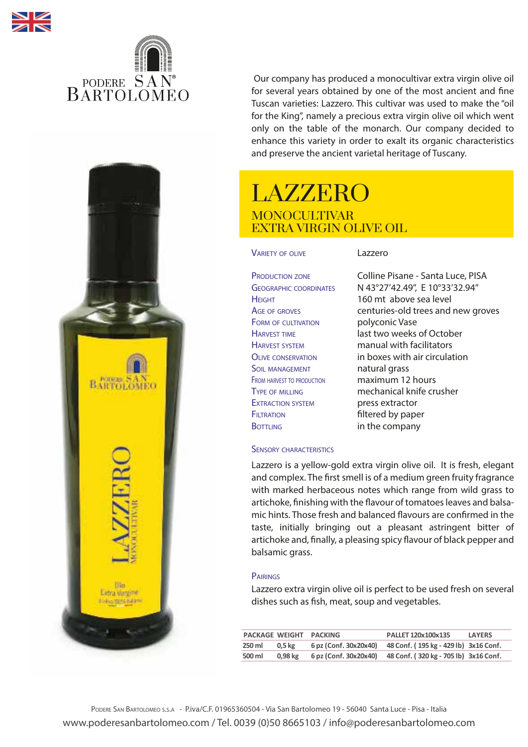PODERE SAN BARTOLOMEO

Our company has produced a monocultivar extra virgin olive oil for several years obtained by one of the most ancient and fine Tuscan varieties: Lazzero. This cultivar was used to make the "oil for the King", namely a precious extra virgin olive oil which went only on the table of the monarch. Our company decided to enhance this variety in order to exalt its organic characteristics and preserve the ancient varietal heritage of Tuscany.

# LAZZERO

## MONOCULTIVAR EXTRA VIRGIN OLIVE OIL

| | |
|---|---|
| Variety of olive | Lazzero |
| Production zone | Colline Pisane - Santa Luce, PISA |
| Geographic coordinates | N 43°27'42.49", E 10°33'32.94" |
| Height | 160 mt above sea level |
| Age of groves | centuries-old trees and new groves |
| Form of cultivation | polyconic Vase |
| Harvest time | last two weeks of October |
| Harvest system | manual with facilitators |
| Olive conservation | in boxes with air circulation |
| Soil management | natural grass |
| From harvest to production | maximum 12 hours |
| Type of milling | mechanical knife crusher |
| Extraction system | press extractor |
| Filtration | filtered by paper |
| Bottling | in the company |

### Sensory characteristics

Lazzero is a yellow-gold extra virgin olive oil. It is fresh, elegant and complex. The first smell is of a medium green fruity fragrance with marked herbaceous notes which range from wild grass to artichoke, finishing with the flavour of tomatoes leaves and balsamic hints. Those fresh and balanced flavours are confirmed in the taste, initially bringing out a pleasant astringent bitter of artichoke and, finally, a pleasing spicy flavour of black pepper and balsamic grass.

### Pairings

Lazzero extra virgin olive oil is perfect to be used fresh on several dishes such as fish, meat, soup and vegetables.

| PACKAGE | WEIGHT | PACKING | PALLET 120x100x135 | LAYERS |
|---|---|---|---|---|
| 250 ml | 0,5 kg | 6 pz (Conf. 30x20x40) | 48 Conf. ( 195 kg - 429 lb) | 3x16 Conf. |
| 500 ml | 0,98 kg | 6 pz (Conf. 30x20x40) | 48 Conf. ( 320 kg - 705 lb) | 3x16 Conf. |

Podere San Bartolomeo s.s.a - P.iva/C.F. 01965360504 - Via San Bartolomeo 19 - 56040 Santa Luce - Pisa - Italia
www.poderesanbartolomeo.com / Tel. 0039 (0)50 8665103 / info@poderesanbartolomeo.com